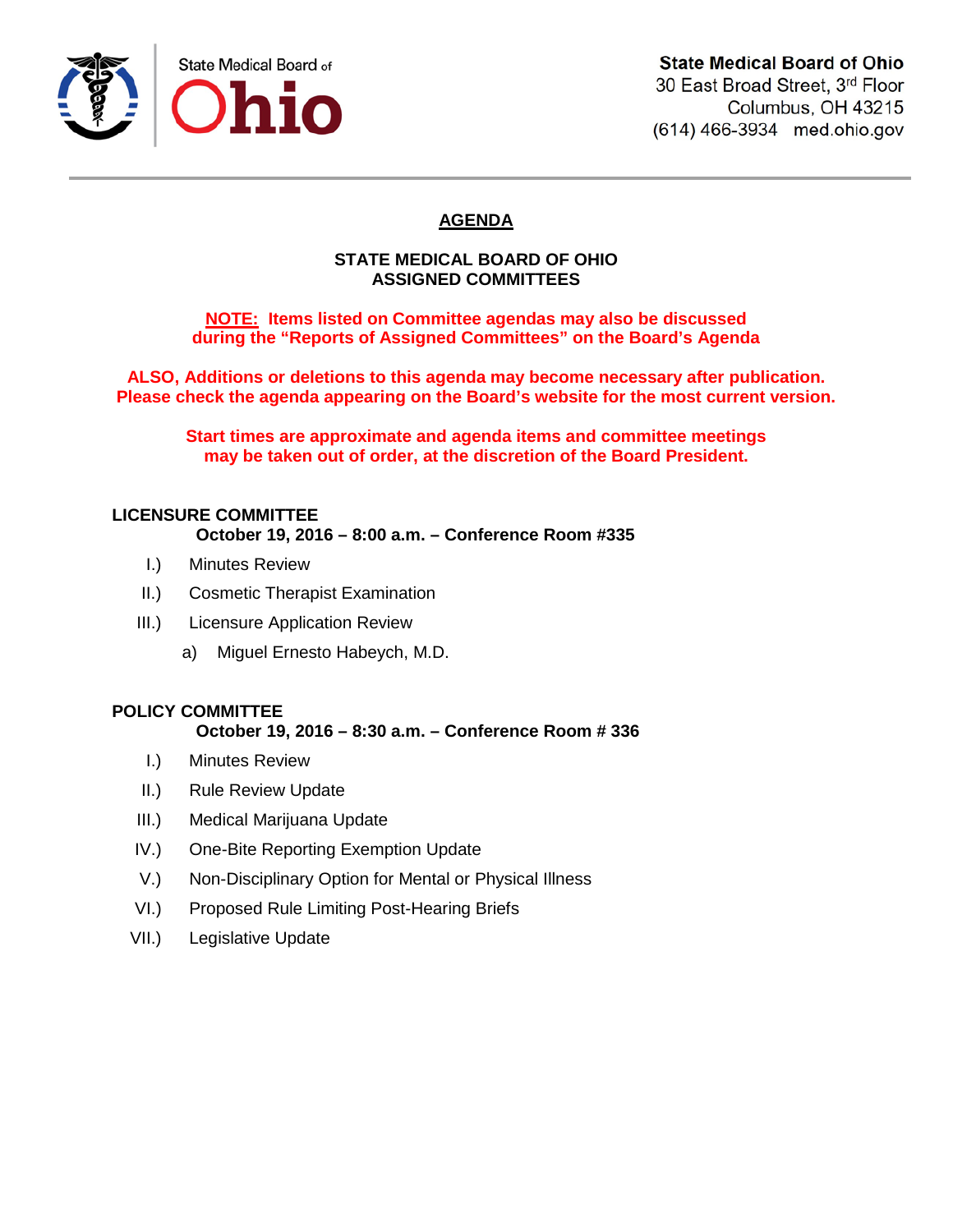State Medical Board of **Ohio**

**State Medical Board of Ohio**
30 East Broad Street, 3rd Floor
Columbus, OH 43215
(614) 466-3934 med.ohio.gov

# AGENDA

## STATE MEDICAL BOARD OF OHIO
## ASSIGNED COMMITTEES

**NOTE: Items listed on Committee agendas may also be discussed during the "Reports of Assigned Committees" on the Board's Agenda**

**ALSO, Additions or deletions to this agenda may become necessary after publication. Please check the agenda appearing on the Board's website for the most current version.**

**Start times are approximate and agenda items and committee meetings may be taken out of order, at the discretion of the Board President.**

### LICENSURE COMMITTEE

**October 19, 2016 – 8:00 a.m. – Conference Room #335**

I.) Minutes Review

II.) Cosmetic Therapist Examination

III.) Licensure Application Review

  a) Miguel Ernesto Habeych, M.D.

### POLICY COMMITTEE

**October 19, 2016 – 8:30 a.m. – Conference Room # 336**

I.) Minutes Review

II.) Rule Review Update

III.) Medical Marijuana Update

IV.) One-Bite Reporting Exemption Update

V.) Non-Disciplinary Option for Mental or Physical Illness

VI.) Proposed Rule Limiting Post-Hearing Briefs

VII.) Legislative Update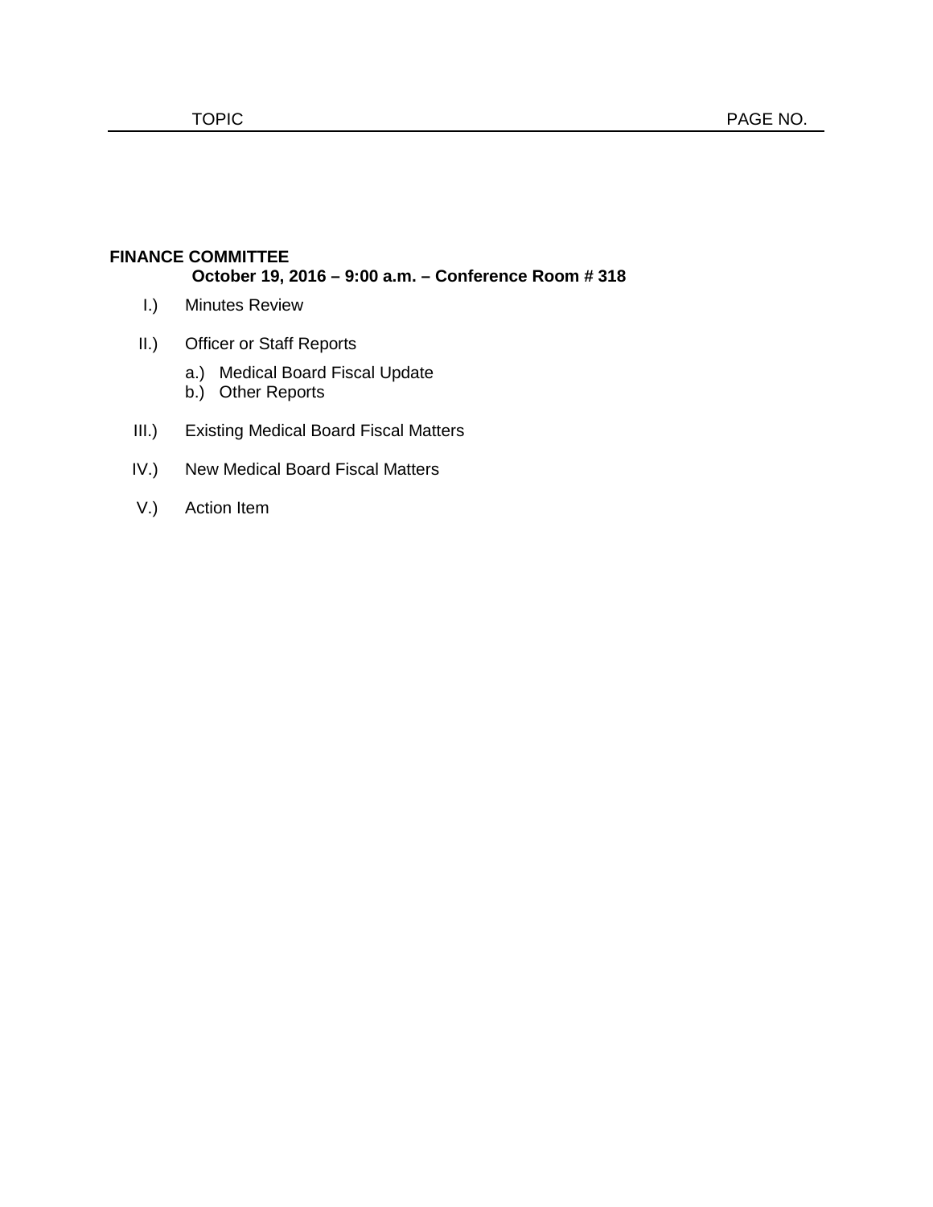| TOPIC | PAGE NO. |
| --- | --- |

**FINANCE COMMITTEE**

**October 19, 2016 – 9:00 a.m. – Conference Room # 318**

I.) Minutes Review

II.) Officer or Staff Reports

   a.) Medical Board Fiscal Update
   b.) Other Reports

III.) Existing Medical Board Fiscal Matters

IV.) New Medical Board Fiscal Matters

V.) Action Item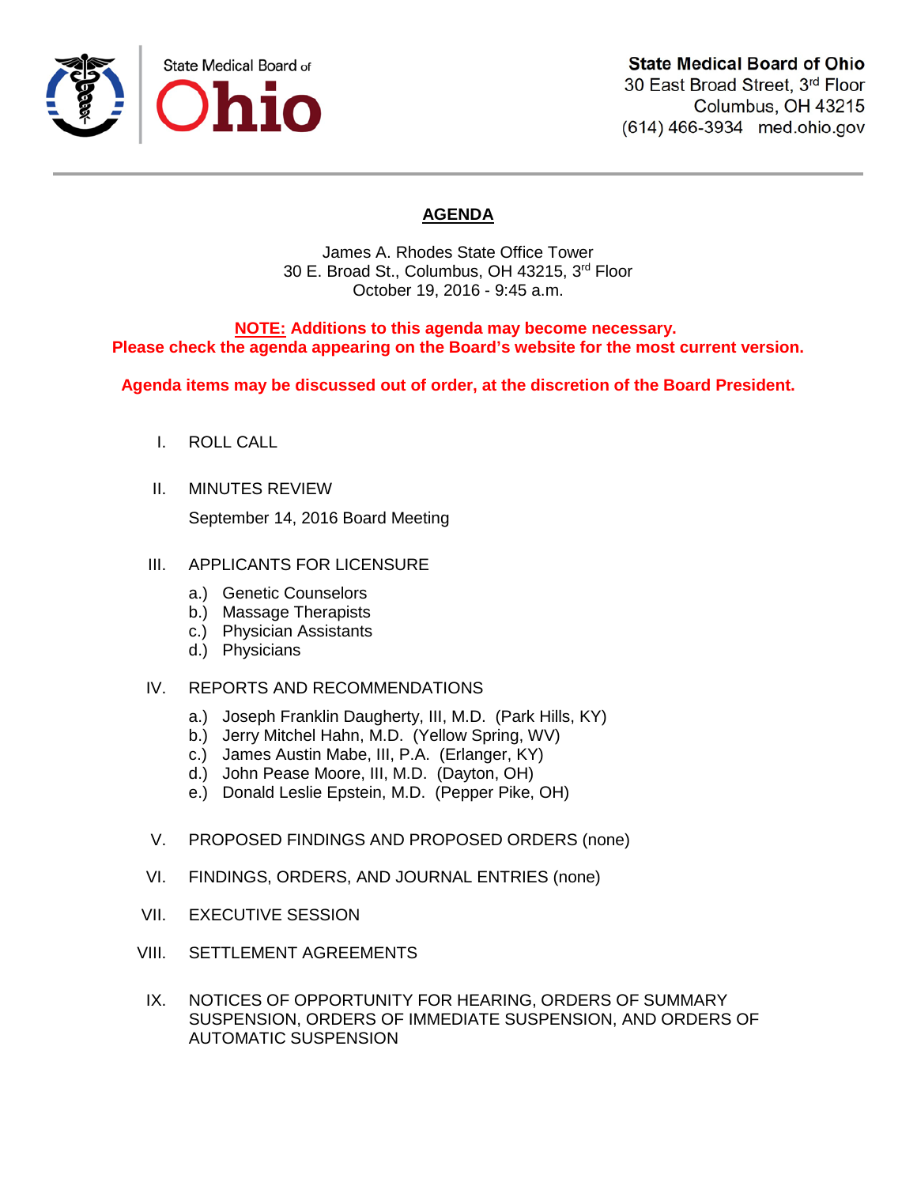State Medical Board of Ohio

**State Medical Board of Ohio**
30 East Broad Street, 3rd Floor
Columbus, OH 43215
(614) 466-3934 med.ohio.gov

# AGENDA

James A. Rhodes State Office Tower
30 E. Broad St., Columbus, OH 43215, 3rd Floor
October 19, 2016 - 9:45 a.m.

**NOTE: Additions to this agenda may become necessary.**
**Please check the agenda appearing on the Board's website for the most current version.**

**Agenda items may be discussed out of order, at the discretion of the Board President.**

I. ROLL CALL

II. MINUTES REVIEW

September 14, 2016 Board Meeting

III. APPLICANTS FOR LICENSURE

a.) Genetic Counselors
b.) Massage Therapists
c.) Physician Assistants
d.) Physicians

IV. REPORTS AND RECOMMENDATIONS

a.) Joseph Franklin Daugherty, III, M.D. (Park Hills, KY)
b.) Jerry Mitchel Hahn, M.D. (Yellow Spring, WV)
c.) James Austin Mabe, III, P.A. (Erlanger, KY)
d.) John Pease Moore, III, M.D. (Dayton, OH)
e.) Donald Leslie Epstein, M.D. (Pepper Pike, OH)

V. PROPOSED FINDINGS AND PROPOSED ORDERS (none)

VI. FINDINGS, ORDERS, AND JOURNAL ENTRIES (none)

VII. EXECUTIVE SESSION

VIII. SETTLEMENT AGREEMENTS

IX. NOTICES OF OPPORTUNITY FOR HEARING, ORDERS OF SUMMARY SUSPENSION, ORDERS OF IMMEDIATE SUSPENSION, AND ORDERS OF AUTOMATIC SUSPENSION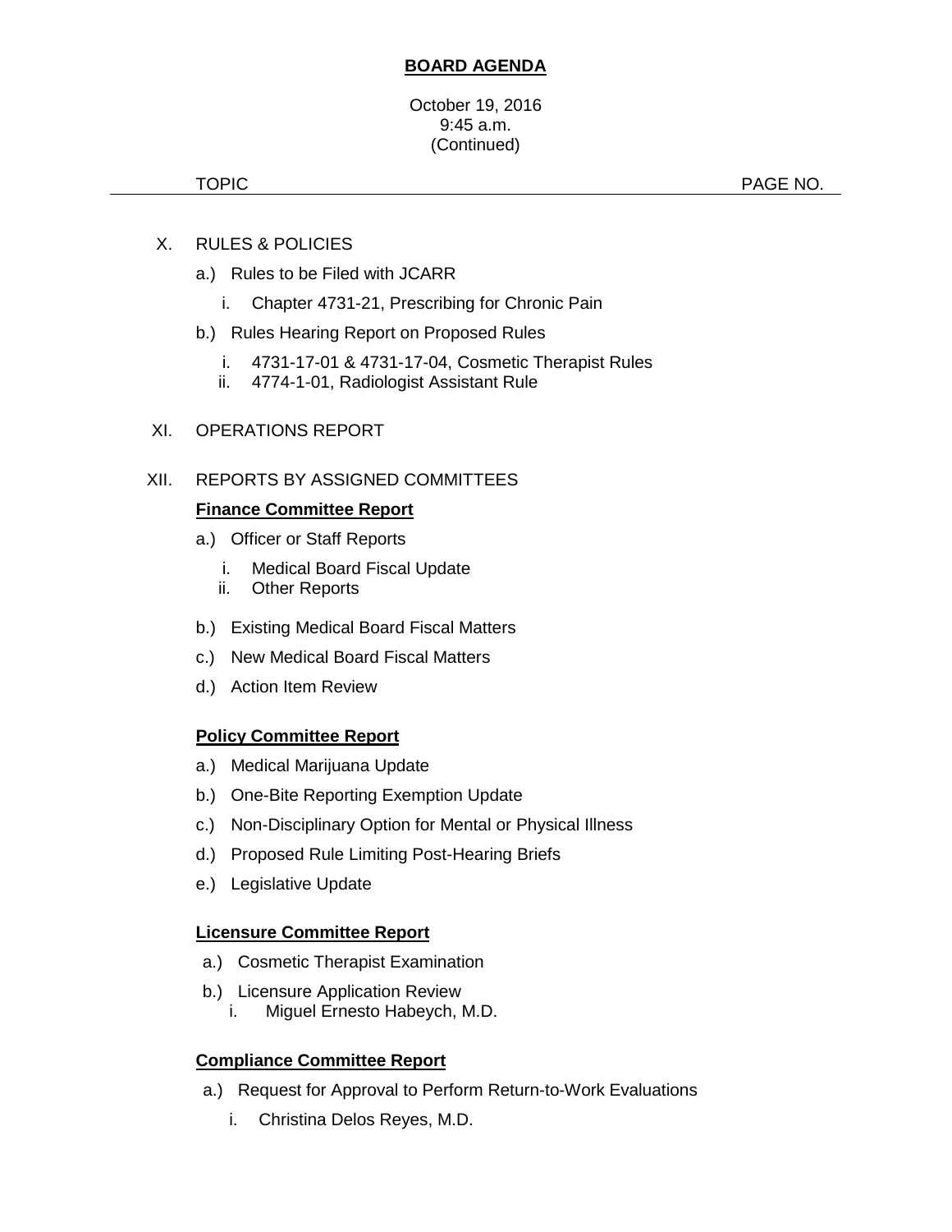**BOARD AGENDA**

October 19, 2016
9:45 a.m.
(Continued)

TOPIC PAGE NO.

X. RULES & POLICIES

- a.) Rules to be Filed with JCARR
  - i. Chapter 4731-21, Prescribing for Chronic Pain
- b.) Rules Hearing Report on Proposed Rules
  - i. 4731-17-01 & 4731-17-04, Cosmetic Therapist Rules
  - ii. 4774-1-01, Radiologist Assistant Rule

XI. OPERATIONS REPORT

XII. REPORTS BY ASSIGNED COMMITTEES

**Finance Committee Report**

- a.) Officer or Staff Reports
  - i. Medical Board Fiscal Update
  - ii. Other Reports
- b.) Existing Medical Board Fiscal Matters
- c.) New Medical Board Fiscal Matters
- d.) Action Item Review

**Policy Committee Report**

- a.) Medical Marijuana Update
- b.) One-Bite Reporting Exemption Update
- c.) Non-Disciplinary Option for Mental or Physical Illness
- d.) Proposed Rule Limiting Post-Hearing Briefs
- e.) Legislative Update

**Licensure Committee Report**

- a.) Cosmetic Therapist Examination
- b.) Licensure Application Review
  - i. Miguel Ernesto Habeych, M.D.

**Compliance Committee Report**

- a.) Request for Approval to Perform Return-to-Work Evaluations
  - i. Christina Delos Reyes, M.D.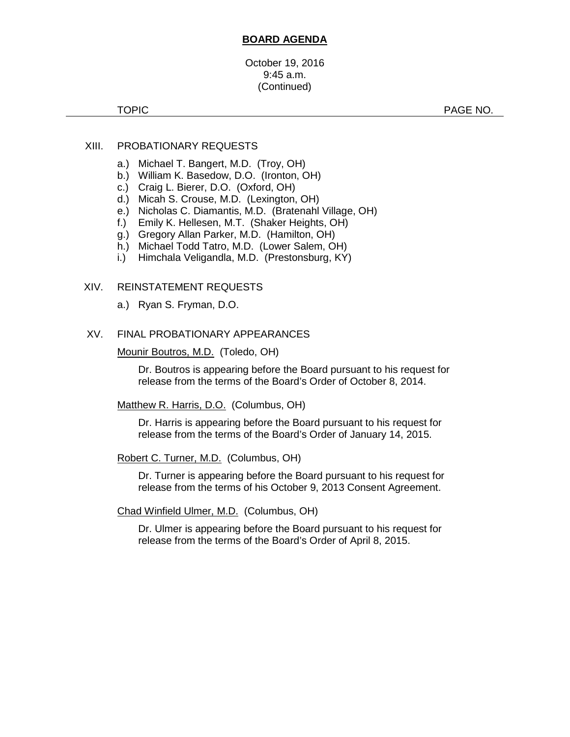**BOARD AGENDA**

October 19, 2016
9:45 a.m.
(Continued)

TOPIC PAGE NO.

XIII. PROBATIONARY REQUESTS

a.) Michael T. Bangert, M.D. (Troy, OH)
b.) William K. Basedow, D.O. (Ironton, OH)
c.) Craig L. Bierer, D.O. (Oxford, OH)
d.) Micah S. Crouse, M.D. (Lexington, OH)
e.) Nicholas C. Diamantis, M.D. (Bratenahl Village, OH)
f.) Emily K. Hellesen, M.T. (Shaker Heights, OH)
g.) Gregory Allan Parker, M.D. (Hamilton, OH)
h.) Michael Todd Tatro, M.D. (Lower Salem, OH)
i.) Himchala Veligandla, M.D. (Prestonsburg, KY)

XIV. REINSTATEMENT REQUESTS

a.) Ryan S. Fryman, D.O.

XV. FINAL PROBATIONARY APPEARANCES

Mounir Boutros, M.D. (Toledo, OH)

Dr. Boutros is appearing before the Board pursuant to his request for release from the terms of the Board's Order of October 8, 2014.

Matthew R. Harris, D.O. (Columbus, OH)

Dr. Harris is appearing before the Board pursuant to his request for release from the terms of the Board's Order of January 14, 2015.

Robert C. Turner, M.D. (Columbus, OH)

Dr. Turner is appearing before the Board pursuant to his request for release from the terms of his October 9, 2013 Consent Agreement.

Chad Winfield Ulmer, M.D. (Columbus, OH)

Dr. Ulmer is appearing before the Board pursuant to his request for release from the terms of the Board's Order of April 8, 2015.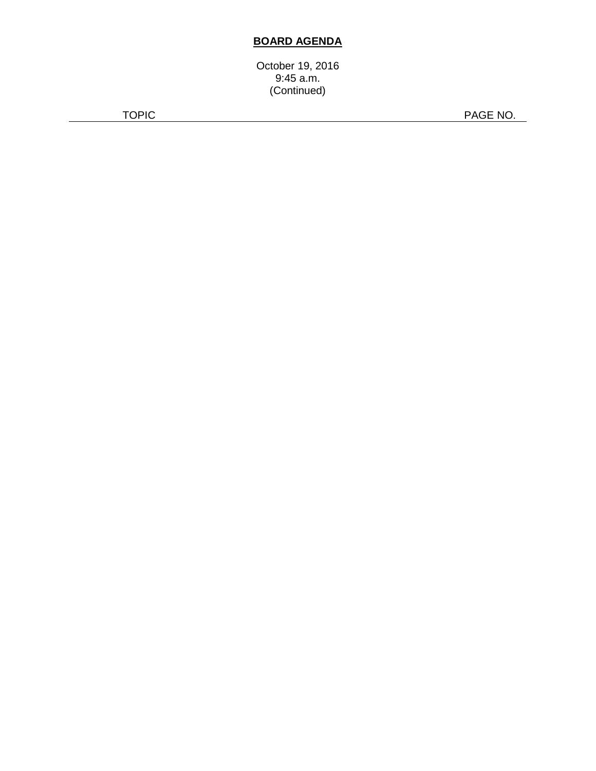**BOARD AGENDA**

October 19, 2016
9:45 a.m.
(Continued)

| TOPIC | PAGE NO. |
| --- | --- |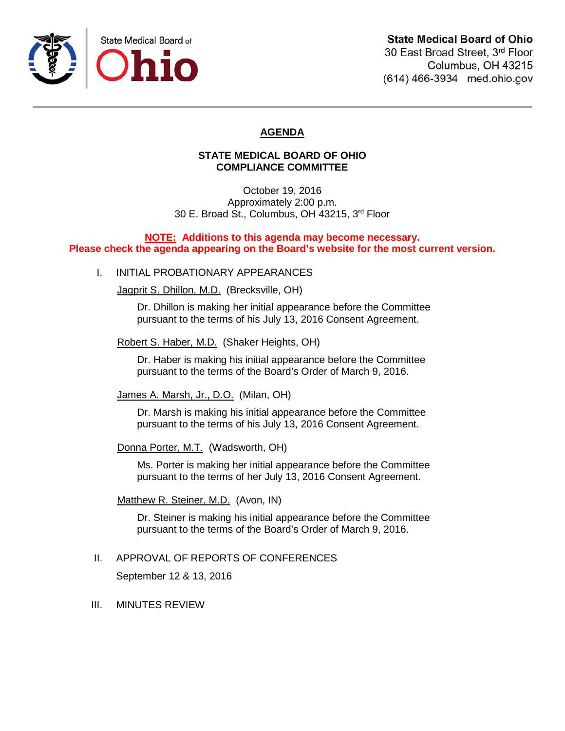State Medical Board of Ohio

State Medical Board of Ohio
30 East Broad Street, 3rd Floor
Columbus, OH 43215
(614) 466-3934 med.ohio.gov

# AGENDA

## STATE MEDICAL BOARD OF OHIO
## COMPLIANCE COMMITTEE

October 19, 2016
Approximately 2:00 p.m.
30 E. Broad St., Columbus, OH 43215, 3rd Floor

**NOTE: Additions to this agenda may become necessary. Please check the agenda appearing on the Board's website for the most current version.**

I. INITIAL PROBATIONARY APPEARANCES

Jagprit S. Dhillon, M.D. (Brecksville, OH)

Dr. Dhillon is making her initial appearance before the Committee pursuant to the terms of his July 13, 2016 Consent Agreement.

Robert S. Haber, M.D. (Shaker Heights, OH)

Dr. Haber is making his initial appearance before the Committee pursuant to the terms of the Board's Order of March 9, 2016.

James A. Marsh, Jr., D.O. (Milan, OH)

Dr. Marsh is making his initial appearance before the Committee pursuant to the terms of his July 13, 2016 Consent Agreement.

Donna Porter, M.T. (Wadsworth, OH)

Ms. Porter is making her initial appearance before the Committee pursuant to the terms of her July 13, 2016 Consent Agreement.

Matthew R. Steiner, M.D. (Avon, IN)

Dr. Steiner is making his initial appearance before the Committee pursuant to the terms of the Board's Order of March 9, 2016.

II. APPROVAL OF REPORTS OF CONFERENCES

September 12 & 13, 2016

III. MINUTES REVIEW